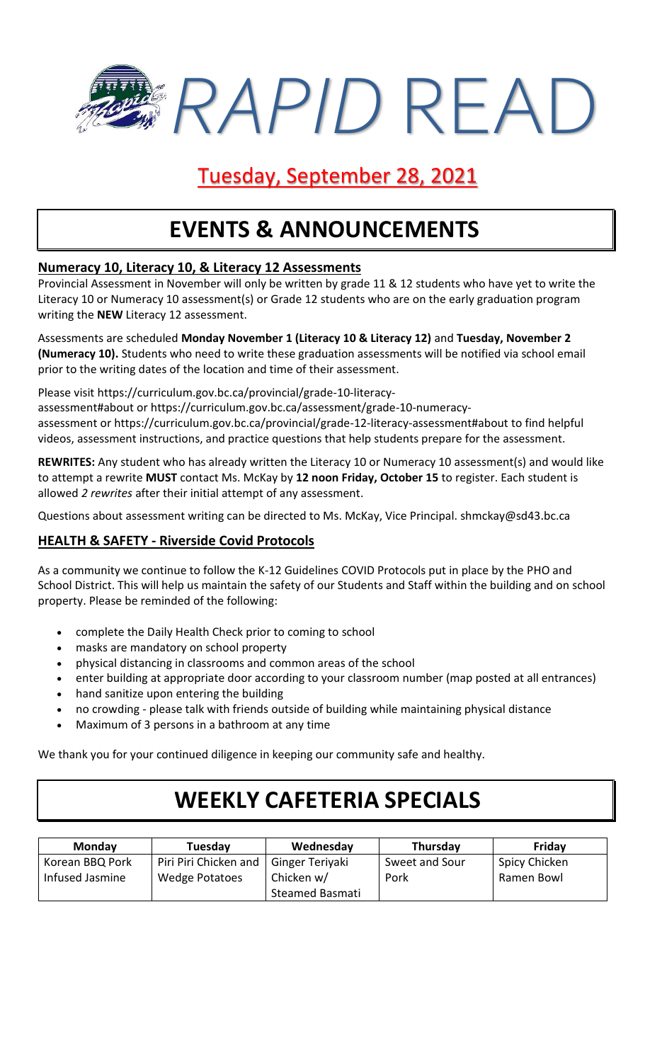# *RAPID* READ

## Tuesday, September 28, 2021

# EVENTS & ANNOUNCEMENTS

### Numeracy 10, Literacy 10, & Literacy 12 Assessments

Provincial Assessment in November will only be written by grade 11 & 12 students who have yet to write the Literacy 10 or Numeracy 10 assessment(s) or Grade 12 students who are on the early graduation program writing the **NEW** Literacy 12 assessment.

Assessments are scheduled **Monday November 1 (Literacy 10 & Literacy 12)** and **Tuesday, November 2 (Numeracy 10).** Students who need to write these graduation assessments will be notified via school email prior to the writing dates of the location and time of their assessment.

Please visit https://curriculum.gov.bc.ca/provincial/grade-10-literacy-assessment#about or https://curriculum.gov.bc.ca/assessment/grade-10-numeracy-assessment or https://curriculum.gov.bc.ca/provincial/grade-12-literacy-assessment#about to find helpful videos, assessment instructions, and practice questions that help students prepare for the assessment.

**REWRITES:** Any student who has already written the Literacy 10 or Numeracy 10 assessment(s) and would like to attempt a rewrite **MUST** contact Ms. McKay by **12 noon Friday, October 15** to register. Each student is allowed *2 rewrites* after their initial attempt of any assessment.

Questions about assessment writing can be directed to Ms. McKay, Vice Principal. shmckay@sd43.bc.ca

### HEALTH & SAFETY - Riverside Covid Protocols

As a community we continue to follow the K-12 Guidelines COVID Protocols put in place by the PHO and School District. This will help us maintain the safety of our Students and Staff within the building and on school property. Please be reminded of the following:

- complete the Daily Health Check prior to coming to school
- masks are mandatory on school property
- physical distancing in classrooms and common areas of the school
- enter building at appropriate door according to your classroom number (map posted at all entrances)
- hand sanitize upon entering the building
- no crowding - please talk with friends outside of building while maintaining physical distance
- Maximum of 3 persons in a bathroom at any time

We thank you for your continued diligence in keeping our community safe and healthy.

# WEEKLY CAFETERIA SPECIALS

| Monday | Tuesday | Wednesday | Thursday | Friday |
|---|---|---|---|---|
| Korean BBQ Pork Infused Jasmine | Piri Piri Chicken and Wedge Potatoes | Ginger Teriyaki Chicken w/ Steamed Basmati | Sweet and Sour Pork | Spicy Chicken Ramen Bowl |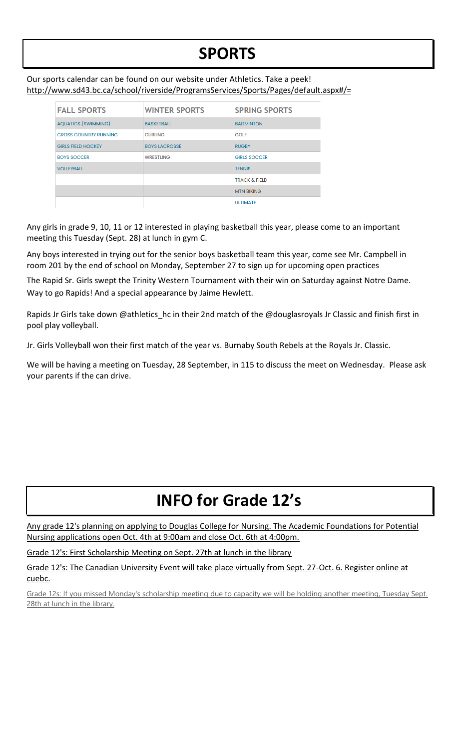# SPORTS

Our sports calendar can be found on our website under Athletics. Take a peek!
http://www.sd43.bc.ca/school/riverside/ProgramsServices/Sports/Pages/default.aspx#/=

| FALL SPORTS | WINTER SPORTS | SPRING SPORTS |
| --- | --- | --- |
| AQUATICS (SWIMMING) | BASKETBALL | BADMINTON |
| CROSS COUNTRY RUNNING | CURLING | GOLF |
| GIRLS FIELD HOCKEY | BOYS LACROSSE | RUGBY |
| BOYS SOCCER | WRESTLING | GIRLS SOCCER |
| VOLLEYBALL | | TENNIS |
| | | TRACK & FIELD |
| | | MTN BIKING |
| | | ULTIMATE |

Any girls in grade 9, 10, 11 or 12 interested in playing basketball this year, please come to an important meeting this Tuesday (Sept. 28) at lunch in gym C.

Any boys interested in trying out for the senior boys basketball team this year, come see Mr. Campbell in room 201 by the end of school on Monday, September 27 to sign up for upcoming open practices

The Rapid Sr. Girls swept the Trinity Western Tournament with their win on Saturday against Notre Dame. Way to go Rapids! And a special appearance by Jaime Hewlett.

Rapids Jr Girls take down @athletics_hc in their 2nd match of the @douglasroyals Jr Classic and finish first in pool play volleyball.

Jr. Girls Volleyball won their first match of the year vs. Burnaby South Rebels at the Royals Jr. Classic.

We will be having a meeting on Tuesday, 28 September, in 115 to discuss the meet on Wednesday. Please ask your parents if the can drive.

# INFO for Grade 12's

Any grade 12's planning on applying to Douglas College for Nursing. The Academic Foundations for Potential Nursing applications open Oct. 4th at 9:00am and close Oct. 6th at 4:00pm.

Grade 12's: First Scholarship Meeting on Sept. 27th at lunch in the library

Grade 12's: The Canadian University Event will take place virtually from Sept. 27-Oct. 6. Register online at cuebc.

Grade 12s: If you missed Monday's scholarship meeting due to capacity we will be holding another meeting, Tuesday Sept. 28th at lunch in the library.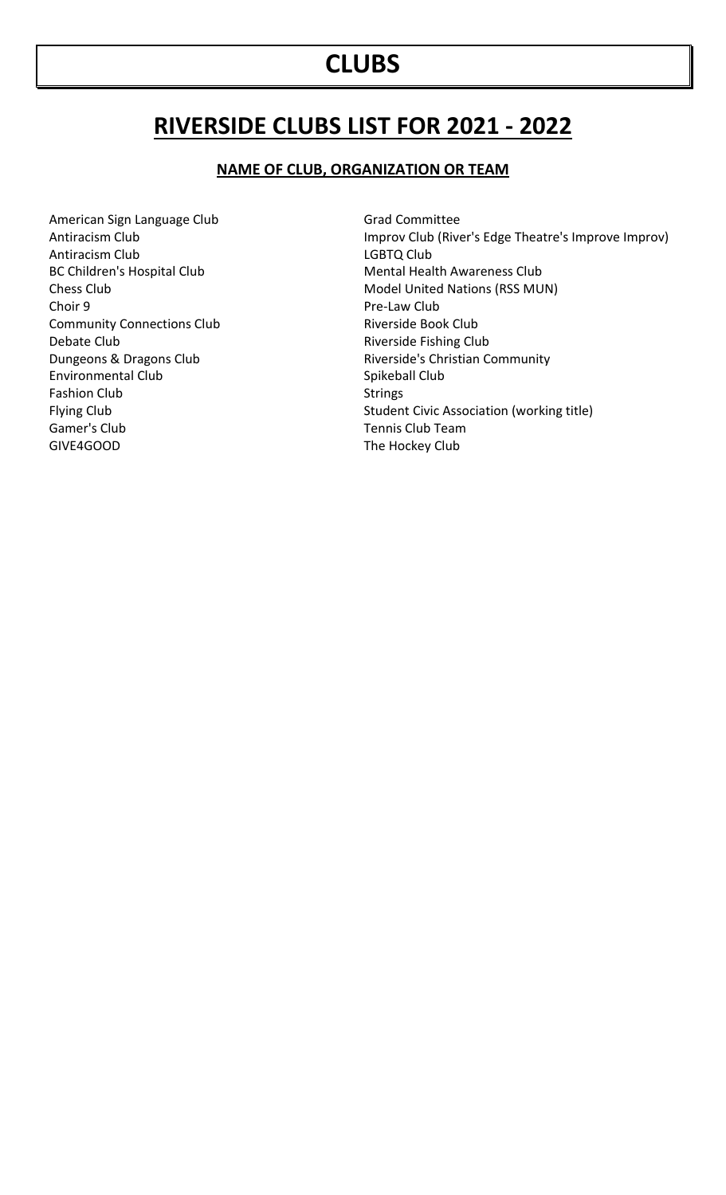# CLUBS

## RIVERSIDE CLUBS LIST FOR 2021 - 2022

### NAME OF CLUB, ORGANIZATION OR TEAM

American Sign Language Club
Antiracism Club
Antiracism Club
BC Children's Hospital Club
Chess Club
Choir 9
Community Connections Club
Debate Club
Dungeons & Dragons Club
Environmental Club
Fashion Club
Flying Club
Gamer's Club
GIVE4GOOD
Grad Committee
Improv Club (River's Edge Theatre's Improve Improv)
LGBTQ Club
Mental Health Awareness Club
Model United Nations (RSS MUN)
Pre-Law Club
Riverside Book Club
Riverside Fishing Club
Riverside's Christian Community
Spikeball Club
Strings
Student Civic Association (working title)
Tennis Club Team
The Hockey Club